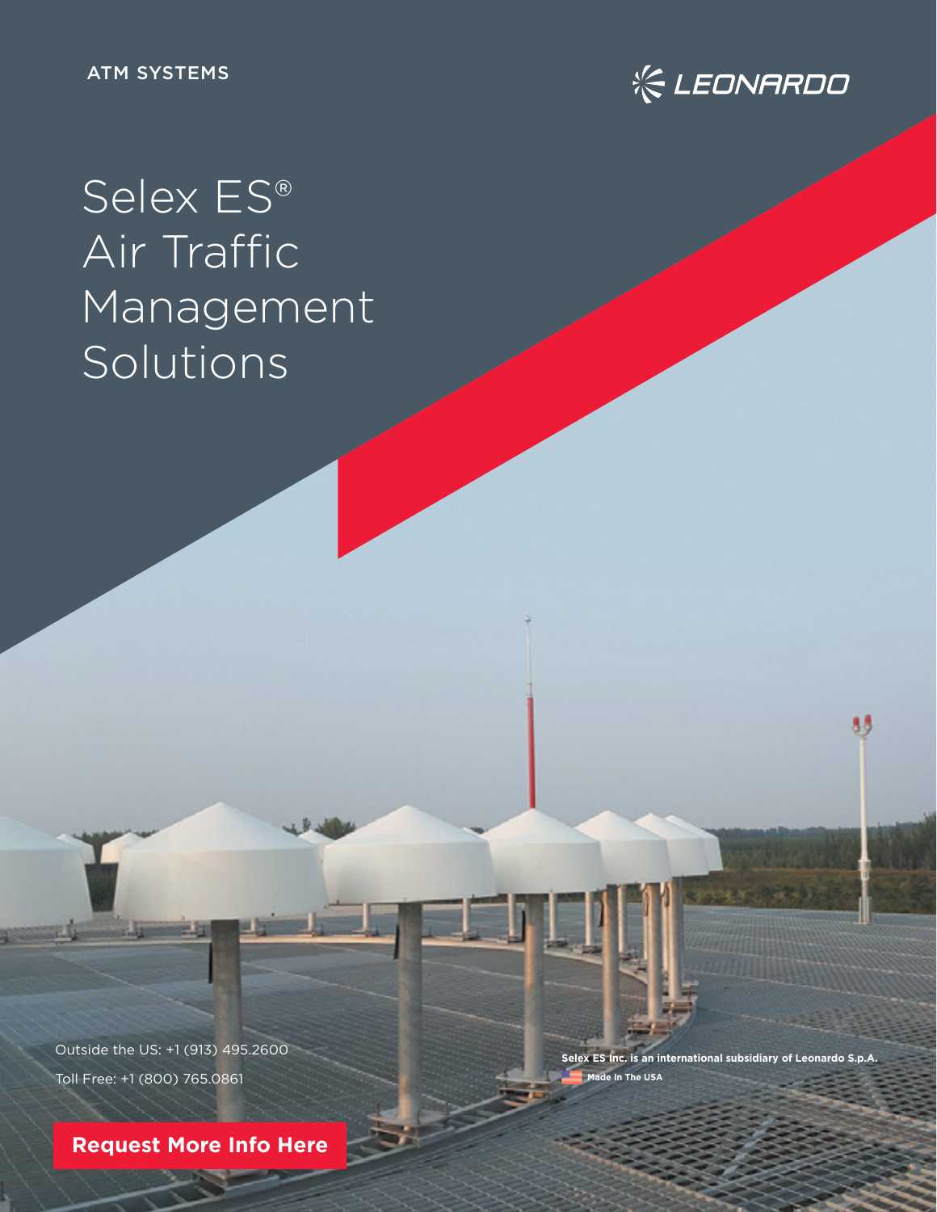ATM SYSTEMS

LEONARDO

# Selex ES® Air Traffic Management Solutions

Outside the US: +1 (913) 495.2600

Toll Free: +1 (800) 765.0861

**Request More Info Here**

**Selex ES Inc. is an international subsidiary of Leonardo S.p.A.**

**Made In The USA**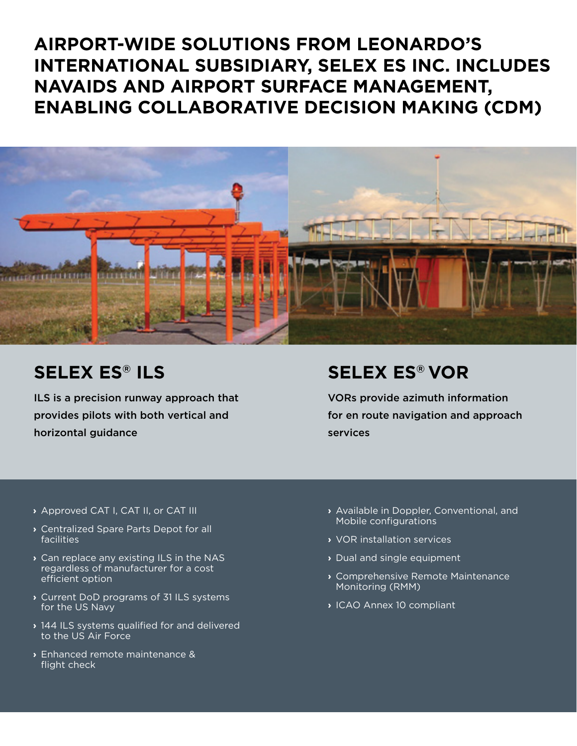# AIRPORT-WIDE SOLUTIONS FROM LEONARDO'S INTERNATIONAL SUBSIDIARY, SELEX ES INC. INCLUDES NAVAIDS AND AIRPORT SURFACE MANAGEMENT, ENABLING COLLABORATIVE DECISION MAKING (CDM)

## SELEX ES® ILS

ILS is a precision runway approach that provides pilots with both vertical and horizontal guidance

- Approved CAT I, CAT II, or CAT III
- Centralized Spare Parts Depot for all facilities
- Can replace any existing ILS in the NAS regardless of manufacturer for a cost efficient option
- Current DoD programs of 31 ILS systems for the US Navy
- 144 ILS systems qualified for and delivered to the US Air Force
- Enhanced remote maintenance & flight check

## SELEX ES® VOR

VORs provide azimuth information for en route navigation and approach services

- Available in Doppler, Conventional, and Mobile configurations
- VOR installation services
- Dual and single equipment
- Comprehensive Remote Maintenance Monitoring (RMM)
- ICAO Annex 10 compliant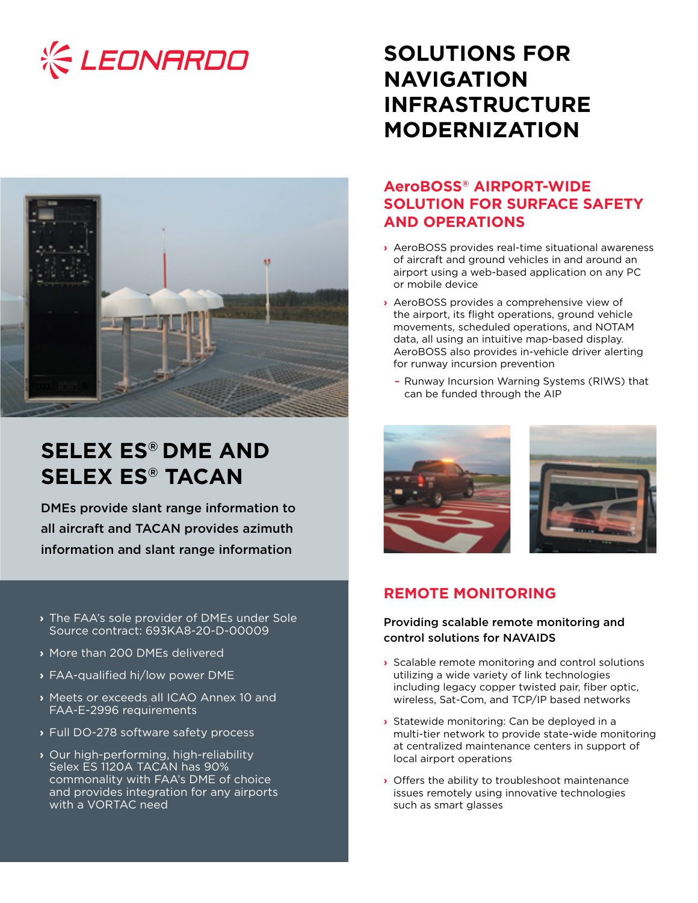# SOLUTIONS FOR NAVIGATION INFRASTRUCTURE MODERNIZATION

## SELEX ES® DME AND SELEX ES® TACAN

**DMEs provide slant range information to all aircraft and TACAN provides azimuth information and slant range information**

- The FAA's sole provider of DMEs under Sole Source contract: 693KA8-20-D-00009
- More than 200 DMEs delivered
- FAA-qualified hi/low power DME
- Meets or exceeds all ICAO Annex 10 and FAA-E-2996 requirements
- Full DO-278 software safety process
- Our high-performing, high-reliability Selex ES 1120A TACAN has 90% commonality with FAA's DME of choice and provides integration for any airports with a VORTAC need

## AeroBOSS® AIRPORT-WIDE SOLUTION FOR SURFACE SAFETY AND OPERATIONS

- AeroBOSS provides real-time situational awareness of aircraft and ground vehicles in and around an airport using a web-based application on any PC or mobile device
- AeroBOSS provides a comprehensive view of the airport, its flight operations, ground vehicle movements, scheduled operations, and NOTAM data, all using an intuitive map-based display. AeroBOSS also provides in-vehicle driver alerting for runway incursion prevention
  - Runway Incursion Warning Systems (RIWS) that can be funded through the AIP

## REMOTE MONITORING

**Providing scalable remote monitoring and control solutions for NAVAIDS**

- Scalable remote monitoring and control solutions utilizing a wide variety of link technologies including legacy copper twisted pair, fiber optic, wireless, Sat-Com, and TCP/IP based networks
- Statewide monitoring: Can be deployed in a multi-tier network to provide state-wide monitoring at centralized maintenance centers in support of local airport operations
- Offers the ability to troubleshoot maintenance issues remotely using innovative technologies such as smart glasses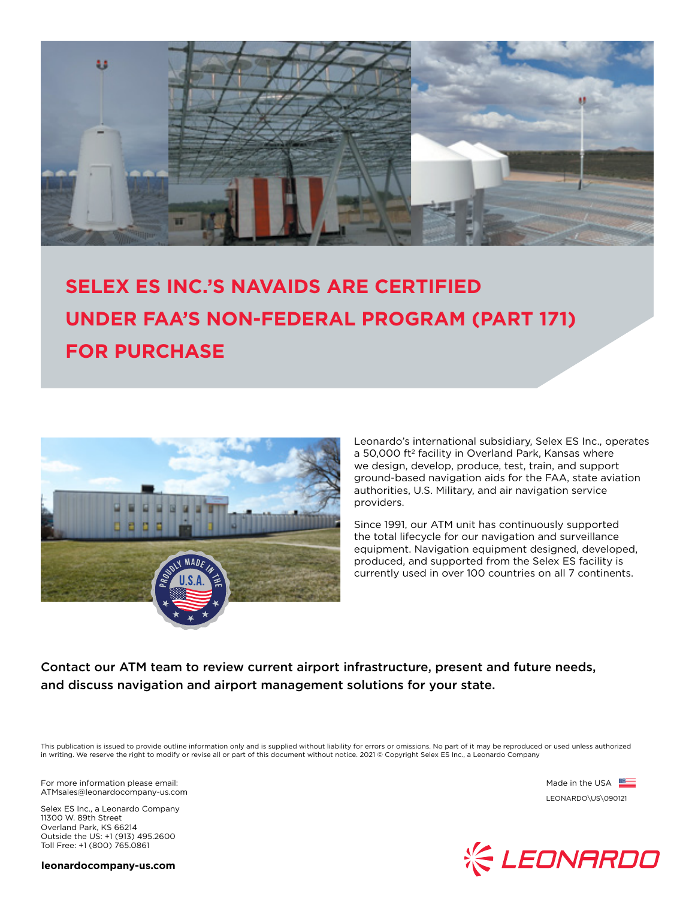# SELEX ES INC.'S NAVAIDS ARE CERTIFIED UNDER FAA'S NON-FEDERAL PROGRAM (PART 171) FOR PURCHASE

Leonardo's international subsidiary, Selex ES Inc., operates a 50,000 $ft^2$ facility in Overland Park, Kansas where we design, develop, produce, test, train, and support ground-based navigation aids for the FAA, state aviation authorities, U.S. Military, and air navigation service providers.

Since 1991, our ATM unit has continuously supported the total lifecycle for our navigation and surveillance equipment. Navigation equipment designed, developed, produced, and supported from the Selex ES facility is currently used in over 100 countries on all 7 continents.

**Contact our ATM team to review current airport infrastructure, present and future needs, and discuss navigation and airport management solutions for your state.**

This publication is issued to provide outline information only and is supplied without liability for errors or omissions. No part of it may be reproduced or used unless authorized in writing. We reserve the right to modify or revise all or part of this document without notice. 2021 © Copyright Selex ES Inc., a Leonardo Company

For more information please email:
ATMsales@leonardocompany-us.com

Selex ES Inc., a Leonardo Company
11300 W. 89th Street
Overland Park, KS 66214
Outside the US: +1 (913) 495.2600
Toll Free: +1 (800) 765.0861

**leonardocompany-us.com**

Made in the USA

LEONARDO\US\090121

LEONARDO